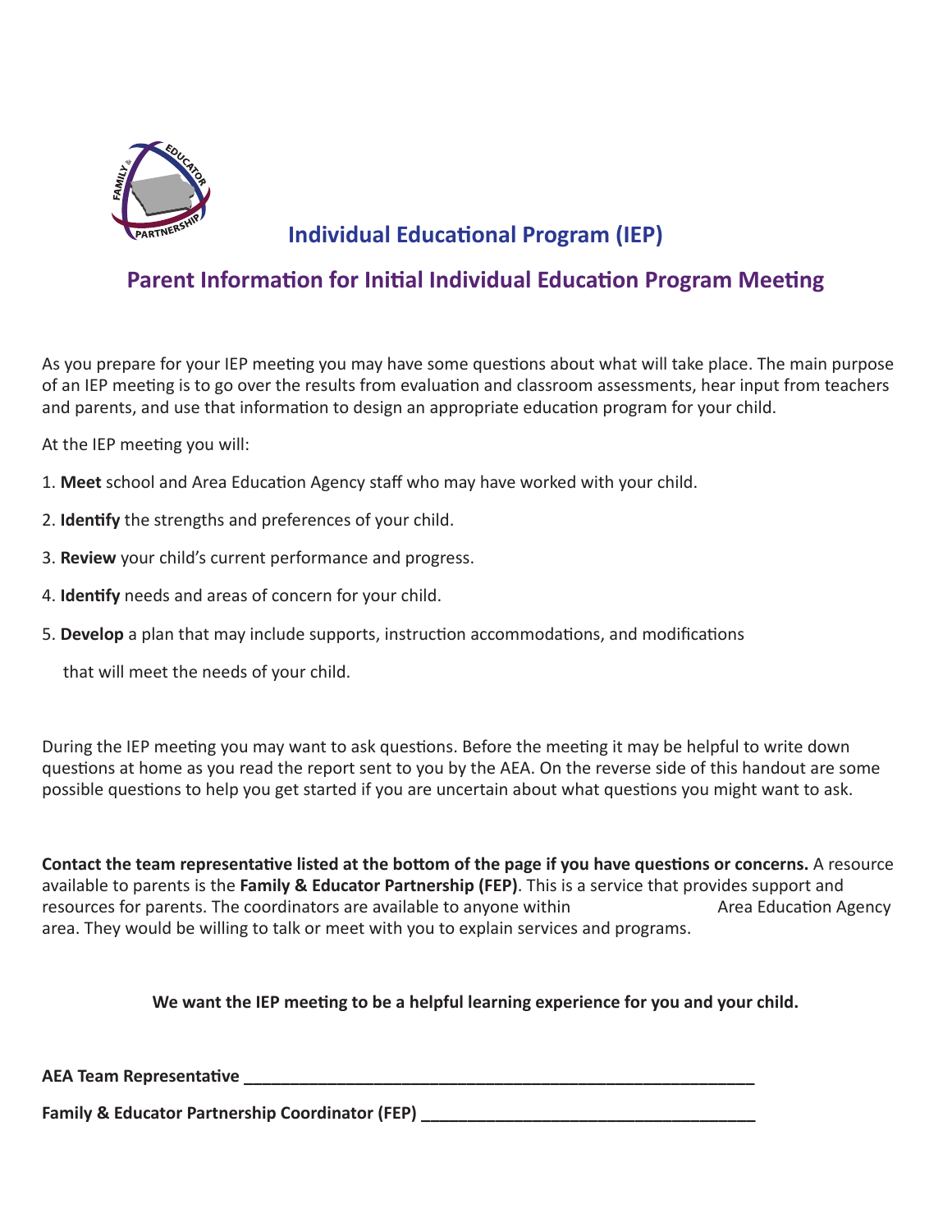# Individual Educational Program (IEP)

## Parent Information for Initial Individual Education Program Meeting

As you prepare for your IEP meeting you may have some questions about what will take place. The main purpose of an IEP meeting is to go over the results from evaluation and classroom assessments, hear input from teachers and parents, and use that information to design an appropriate education program for your child.

At the IEP meeting you will:

1. **Meet** school and Area Education Agency staff who may have worked with your child.
2. **Identify** the strengths and preferences of your child.
3. **Review** your child's current performance and progress.
4. **Identify** needs and areas of concern for your child.
5. **Develop** a plan that may include supports, instruction accommodations, and modifications that will meet the needs of your child.

During the IEP meeting you may want to ask questions. Before the meeting it may be helpful to write down questions at home as you read the report sent to you by the AEA. On the reverse side of this handout are some possible questions to help you get started if you are uncertain about what questions you might want to ask.

**Contact the team representative listed at the bottom of the page if you have questions or concerns.** A resource available to parents is the **Family & Educator Partnership (FEP)**. This is a service that provides support and resources for parents. The coordinators are available to anyone within                    Area Education Agency area. They would be willing to talk or meet with you to explain services and programs.

**We want the IEP meeting to be a helpful learning experience for you and your child.**

**AEA Team Representative** ______________________________________________

**Family & Educator Partnership Coordinator (FEP)** ______________________________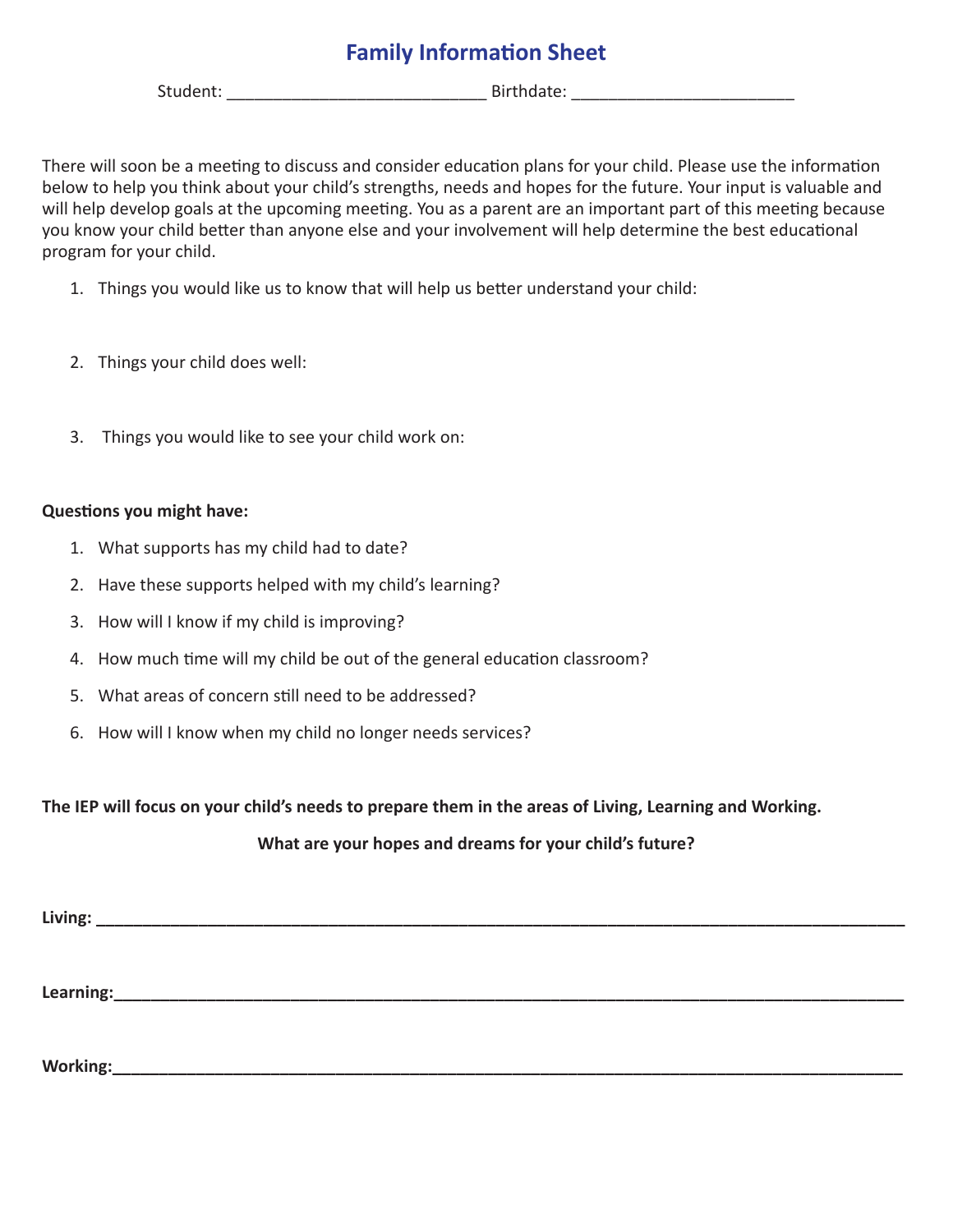# Family Information Sheet

Student: ____________________________ Birthdate: ________________________

There will soon be a meeting to discuss and consider education plans for your child. Please use the information below to help you think about your child's strengths, needs and hopes for the future. Your input is valuable and will help develop goals at the upcoming meeting. You as a parent are an important part of this meeting because you know your child better than anyone else and your involvement will help determine the best educational program for your child.

1. Things you would like us to know that will help us better understand your child:

2. Things your child does well:

3. Things you would like to see your child work on:

**Questions you might have:**

1. What supports has my child had to date?
2. Have these supports helped with my child's learning?
3. How will I know if my child is improving?
4. How much time will my child be out of the general education classroom?
5. What areas of concern still need to be addressed?
6. How will I know when my child no longer needs services?

**The IEP will focus on your child's needs to prepare them in the areas of Living, Learning and Working.**

**What are your hopes and dreams for your child's future?**

**Living: ________________________________________________________________________________**

**Learning:_______________________________________________________________________________**

**Working:_______________________________________________________________________________**